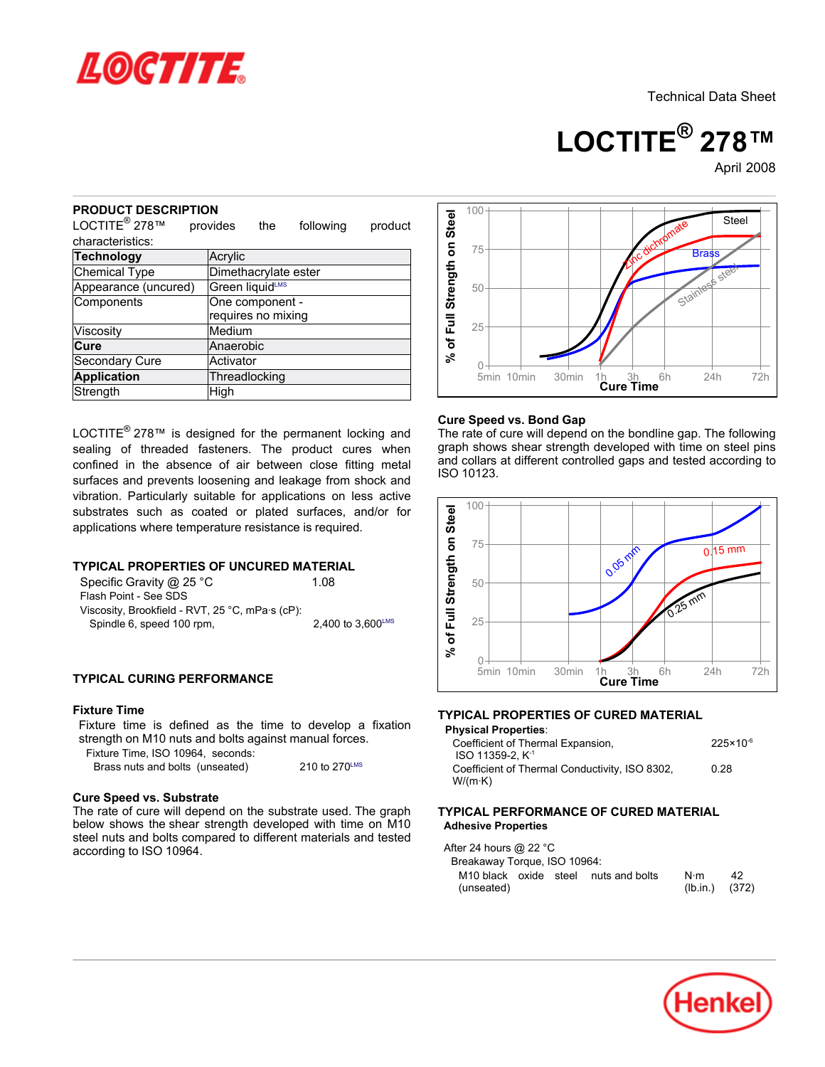Technical Data Sheet

# LOCTITE® 278™

April 2008

## PRODUCT DESCRIPTION

LOCTITE® 278™ provides the following product characteristics:

| Technology | Acrylic |
|---|---|
| Chemical Type | Dimethacrylate ester |
| Appearance (uncured) | Green liquidLMS |
| Components | One component - requires no mixing |
| Viscosity | Medium |
| Cure | Anaerobic |
| Secondary Cure | Activator |
| Application | Threadlocking |
| Strength | High |

LOCTITE® 278™ is designed for the permanent locking and sealing of threaded fasteners. The product cures when confined in the absence of air between close fitting metal surfaces and prevents loosening and leakage from shock and vibration. Particularly suitable for applications on less active substrates such as coated or plated surfaces, and/or for applications where temperature resistance is required.

## TYPICAL PROPERTIES OF UNCURED MATERIAL

Specific Gravity @ 25 °C 1.08

Flash Point - See SDS

Viscosity, Brookfield - RVT, 25 °C, mPa·s (cP):
Spindle 6, speed 100 rpm, 2,400 to 3,600LMS

## TYPICAL CURING PERFORMANCE

### Fixture Time

Fixture time is defined as the time to develop a fixation strength on M10 nuts and bolts against manual forces.

Fixture Time, ISO 10964, seconds:
Brass nuts and bolts (unseated) 210 to 270LMS

### Cure Speed vs. Substrate

The rate of cure will depend on the substrate used. The graph below shows the shear strength developed with time on M10 steel nuts and bolts compared to different materials and tested according to ISO 10964.

### Cure Speed vs. Bond Gap

The rate of cure will depend on the bondline gap. The following graph shows shear strength developed with time on steel pins and collars at different controlled gaps and tested according to ISO 10123.

## TYPICAL PROPERTIES OF CURED MATERIAL

**Physical Properties**:

Coefficient of Thermal Expansion, ISO 11359-2, $K^{-1}$ $225 \times 10^{-6}$

Coefficient of Thermal Conductivity, ISO 8302, W/(m·K) 0.28

## TYPICAL PERFORMANCE OF CURED MATERIAL

**Adhesive Properties**

After 24 hours @ 22 °C

Breakaway Torque, ISO 10964:

M10 black oxide steel nuts and bolts (unseated) N·m 42 (lb.in.) (372)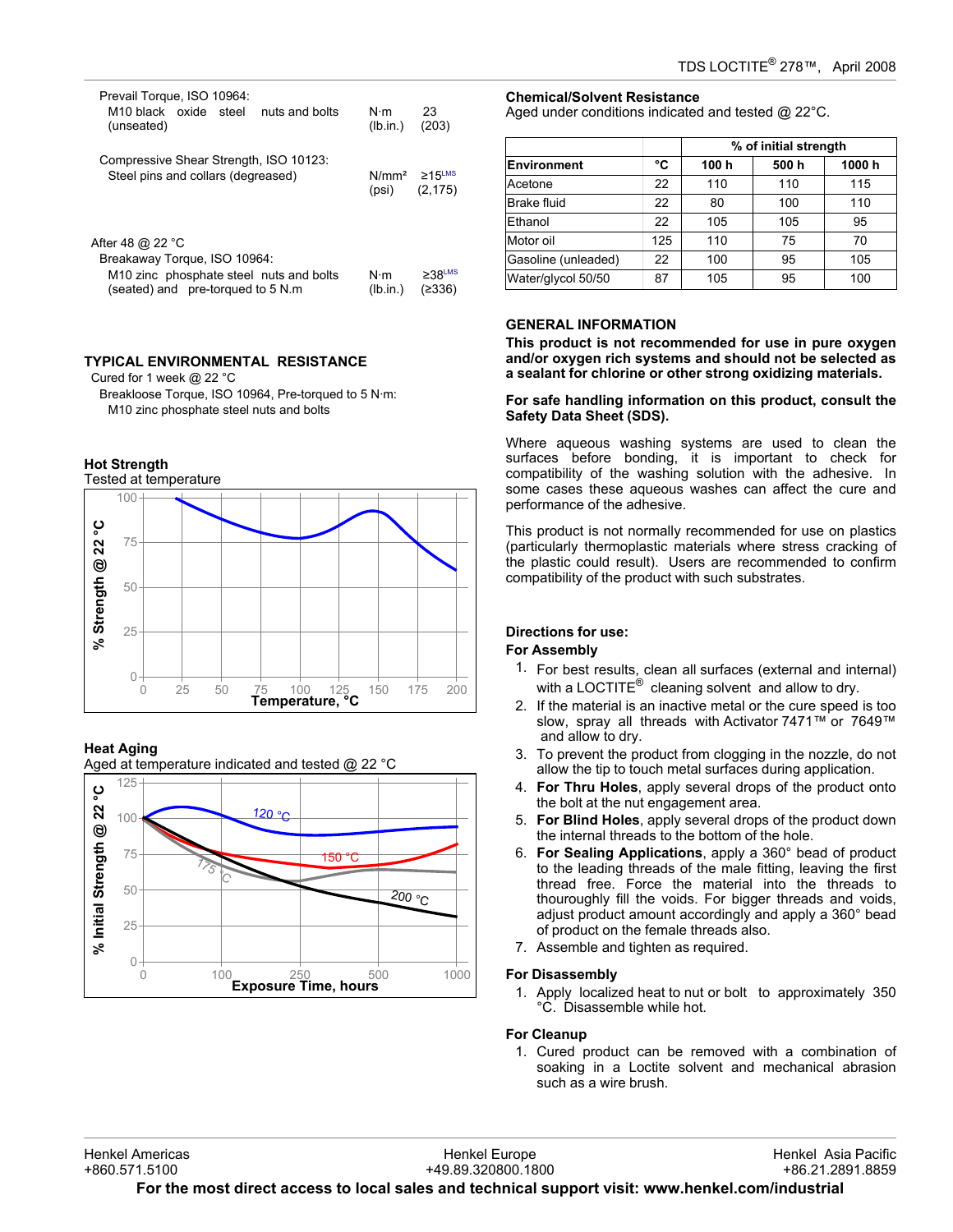Prevail Torque, ISO 10964:

| | | |
|---|---|---|
| M10 black oxide steel nuts and bolts (unseated) | N·m (lb.in.) | 23 (203) |

Compressive Shear Strength, ISO 10123:

| | | |
|---|---|---|
| Steel pins and collars (degreased) | N/mm² (psi) | ≥15[LMS] (2,175) |

After 48 @ 22 °C

Breakaway Torque, ISO 10964:

| | | |
|---|---|---|
| M10 zinc phosphate steel nuts and bolts (seated) and pre-torqued to 5 N.m | N·m (lb.in.) | ≥38[LMS] (≥336) |

## TYPICAL ENVIRONMENTAL RESISTANCE

Cured for 1 week @ 22 °C

Breakloose Torque, ISO 10964, Pre-torqued to 5 N·m:

M10 zinc phosphate steel nuts and bolts

### Hot Strength

Tested at temperature

### Heat Aging

Aged at temperature indicated and tested @ 22 °C

### Chemical/Solvent Resistance

Aged under conditions indicated and tested @ 22°C.

| | | % of initial strength | | |
|---|---|---|---|---|
| **Environment** | **°C** | **100 h** | **500 h** | **1000 h** |
| Acetone | 22 | 110 | 110 | 115 |
| Brake fluid | 22 | 80 | 100 | 110 |
| Ethanol | 22 | 105 | 105 | 95 |
| Motor oil | 125 | 110 | 75 | 70 |
| Gasoline (unleaded) | 22 | 100 | 95 | 105 |
| Water/glycol 50/50 | 87 | 105 | 95 | 100 |

## GENERAL INFORMATION

**This product is not recommended for use in pure oxygen and/or oxygen rich systems and should not be selected as a sealant for chlorine or other strong oxidizing materials.**

**For safe handling information on this product, consult the Safety Data Sheet (SDS).**

Where aqueous washing systems are used to clean the surfaces before bonding, it is important to check for compatibility of the washing solution with the adhesive. In some cases these aqueous washes can affect the cure and performance of the adhesive.

This product is not normally recommended for use on plastics (particularly thermoplastic materials where stress cracking of the plastic could result). Users are recommended to confirm compatibility of the product with such substrates.

### Directions for use:

#### For Assembly

1. For best results, clean all surfaces (external and internal) with a LOCTITE® cleaning solvent and allow to dry.
2. If the material is an inactive metal or the cure speed is too slow, spray all threads with Activator 7471™ or 7649™ and allow to dry.
3. To prevent the product from clogging in the nozzle, do not allow the tip to touch metal surfaces during application.
4. **For Thru Holes**, apply several drops of the product onto the bolt at the nut engagement area.
5. **For Blind Holes**, apply several drops of the product down the internal threads to the bottom of the hole.
6. **For Sealing Applications**, apply a 360° bead of product to the leading threads of the male fitting, leaving the first thread free. Force the material into the threads to thouroughly fill the voids. For bigger threads and voids, adjust product amount accordingly and apply a 360° bead of product on the female threads also.
7. Assemble and tighten as required.

#### For Disassembly

1. Apply localized heat to nut or bolt to approximately 350 °C. Disassemble while hot.

#### For Cleanup

1. Cured product can be removed with a combination of soaking in a Loctite solvent and mechanical abrasion such as a wire brush.

Henkel Americas +860.571.5100 | Henkel Europe +49.89.320800.1800 | Henkel Asia Pacific +86.21.2891.8859

**For the most direct access to local sales and technical support visit: www.henkel.com/industrial**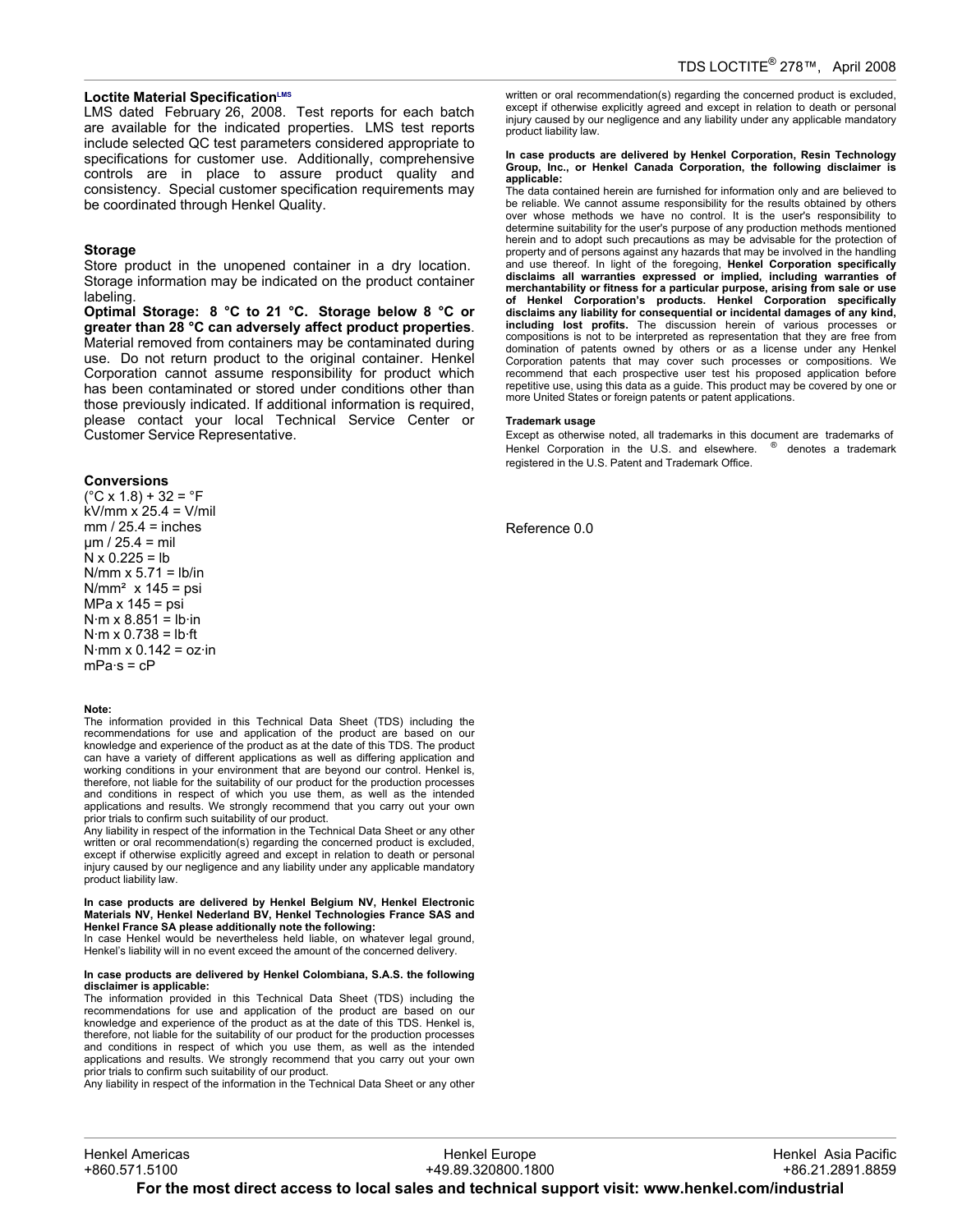### Loctite Material Specification[LMS]

LMS dated February 26, 2008. Test reports for each batch are available for the indicated properties. LMS test reports include selected QC test parameters considered appropriate to specifications for customer use. Additionally, comprehensive controls are in place to assure product quality and consistency. Special customer specification requirements may be coordinated through Henkel Quality.

### Storage

Store product in the unopened container in a dry location. Storage information may be indicated on the product container labeling.

**Optimal Storage: 8 °C to 21 °C. Storage below 8 °C or greater than 28 °C can adversely affect product properties**. Material removed from containers may be contaminated during use. Do not return product to the original container. Henkel Corporation cannot assume responsibility for product which has been contaminated or stored under conditions other than those previously indicated. If additional information is required, please contact your local Technical Service Center or Customer Service Representative.

### Conversions

(°C x 1.8) + 32 = °F
kV/mm x 25.4 = V/mil
mm / 25.4 = inches
µm / 25.4 = mil
N x 0.225 = lb
N/mm x 5.71 = lb/in
N/mm² x 145 = psi
MPa x 145 = psi
N·m x 8.851 = lb·in
N·m x 0.738 = lb·ft
N·mm x 0.142 = oz·in
mPa·s = cP

**Note:**
The information provided in this Technical Data Sheet (TDS) including the recommendations for use and application of the product are based on our knowledge and experience of the product as at the date of this TDS. The product can have a variety of different applications as well as differing application and working conditions in your environment that are beyond our control. Henkel is, therefore, not liable for the suitability of our product for the production processes and conditions in respect of which you use them, as well as the intended applications and results. We strongly recommend that you carry out your own prior trials to confirm such suitability of our product.
Any liability in respect of the information in the Technical Data Sheet or any other written or oral recommendation(s) regarding the concerned product is excluded, except if otherwise explicitly agreed and except in relation to death or personal injury caused by our negligence and any liability under any applicable mandatory product liability law.

**In case products are delivered by Henkel Belgium NV, Henkel Electronic Materials NV, Henkel Nederland BV, Henkel Technologies France SAS and Henkel France SA please additionally note the following:**
In case Henkel would be nevertheless held liable, on whatever legal ground, Henkel's liability will in no event exceed the amount of the concerned delivery.

**In case products are delivered by Henkel Colombiana, S.A.S. the following disclaimer is applicable:**
The information provided in this Technical Data Sheet (TDS) including the recommendations for use and application of the product are based on our knowledge and experience of the product as at the date of this TDS. Henkel is, therefore, not liable for the suitability of our product for the production processes and conditions in respect of which you use them, as well as the intended applications and results. We strongly recommend that you carry out your own prior trials to confirm such suitability of our product.
Any liability in respect of the information in the Technical Data Sheet or any other written or oral recommendation(s) regarding the concerned product is excluded, except if otherwise explicitly agreed and except in relation to death or personal injury caused by our negligence and any liability under any applicable mandatory product liability law.

**In case products are delivered by Henkel Corporation, Resin Technology Group, Inc., or Henkel Canada Corporation, the following disclaimer is applicable:**
The data contained herein are furnished for information only and are believed to be reliable. We cannot assume responsibility for the results obtained by others over whose methods we have no control. It is the user's responsibility to determine suitability for the user's purpose of any production methods mentioned herein and to adopt such precautions as may be advisable for the protection of property and of persons against any hazards that may be involved in the handling and use thereof. In light of the foregoing, **Henkel Corporation specifically disclaims all warranties expressed or implied, including warranties of merchantability or fitness for a particular purpose, arising from sale or use of Henkel Corporation's products. Henkel Corporation specifically disclaims any liability for consequential or incidental damages of any kind, including lost profits.** The discussion herein of various processes or compositions is not to be interpreted as representation that they are free from domination of patents owned by others or as a license under any Henkel Corporation patents that may cover such processes or compositions. We recommend that each prospective user test his proposed application before repetitive use, using this data as a guide. This product may be covered by one or more United States or foreign patents or patent applications.

**Trademark usage**
Except as otherwise noted, all trademarks in this document are trademarks of Henkel Corporation in the U.S. and elsewhere. ® denotes a trademark registered in the U.S. Patent and Trademark Office.

Reference 0.0

Henkel Americas +860.571.5100 | Henkel Europe +49.89.320800.1800 | Henkel Asia Pacific +86.21.2891.8859

**For the most direct access to local sales and technical support visit: www.henkel.com/industrial**